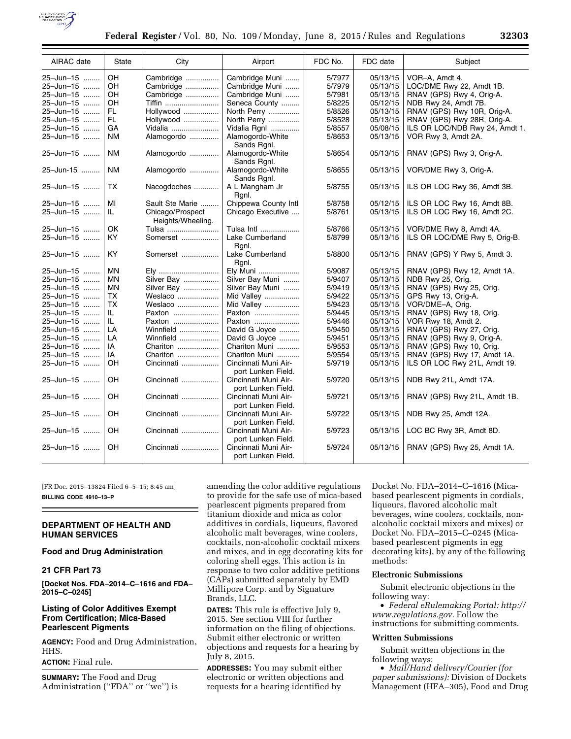| AIRAC date | State | City | Airport | FDC No. | FDC date | Subject |
|---|---|---|---|---|---|---|
| 25–Jun–15 | OH | Cambridge | Cambridge Muni | 5/7977 | 05/13/15 | VOR–A, Amdt 4. |
| 25–Jun–15 | OH | Cambridge | Cambridge Muni | 5/7979 | 05/13/15 | LOC/DME Rwy 22, Amdt 1B. |
| 25–Jun–15 | OH | Cambridge | Cambridge Muni | 5/7981 | 05/13/15 | RNAV (GPS) Rwy 4, Orig-A. |
| 25–Jun–15 | OH | Tiffin | Seneca County | 5/8225 | 05/12/15 | NDB Rwy 24, Amdt 7B. |
| 25–Jun–15 | FL | Hollywood | North Perry | 5/8526 | 05/13/15 | RNAV (GPS) Rwy 10R, Orig-A. |
| 25–Jun–15 | FL | Hollywood | North Perry | 5/8528 | 05/13/15 | RNAV (GPS) Rwy 28R, Orig-A. |
| 25–Jun–15 | GA | Vidalia | Vidalia Rgnl | 5/8557 | 05/08/15 | ILS OR LOC/NDB Rwy 24, Amdt 1. |
| 25–Jun–15 | NM | Alamogordo | Alamogordo-White Sands Rgnl. | 5/8653 | 05/13/15 | VOR Rwy 3, Amdt 2A. |
| 25–Jun–15 | NM | Alamogordo | Alamogordo-White Sands Rgnl. | 5/8654 | 05/13/15 | RNAV (GPS) Rwy 3, Orig-A. |
| 25–Jun-15 | NM | Alamogordo | Alamogordo-White Sands Rgnl. | 5/8655 | 05/13/15 | VOR/DME Rwy 3, Orig-A. |
| 25–Jun–15 | TX | Nacogdoches | A L Mangham Jr Rgnl. | 5/8755 | 05/13/15 | ILS OR LOC Rwy 36, Amdt 3B. |
| 25–Jun–15 | MI | Sault Ste Marie | Chippewa County Intl | 5/8758 | 05/12/15 | ILS OR LOC Rwy 16, Amdt 8B. |
| 25–Jun–15 | IL | Chicago/Prospect Heights/Wheeling. | Chicago Executive | 5/8761 | 05/13/15 | ILS OR LOC Rwy 16, Amdt 2C. |
| 25–Jun–15 | OK | Tulsa | Tulsa Intl | 5/8766 | 05/13/15 | VOR/DME Rwy 8, Amdt 4A. |
| 25–Jun–15 | KY | Somerset | Lake Cumberland Rgnl. | 5/8799 | 05/13/15 | ILS OR LOC/DME Rwy 5, Orig-B. |
| 25–Jun–15 | KY | Somerset | Lake Cumberland Rgnl. | 5/8800 | 05/13/15 | RNAV (GPS) Y Rwy 5, Amdt 3. |
| 25–Jun–15 | MN | Ely | Ely Muni | 5/9087 | 05/13/15 | RNAV (GPS) Rwy 12, Amdt 1A. |
| 25–Jun–15 | MN | Silver Bay | Silver Bay Muni | 5/9407 | 05/13/15 | NDB Rwy 25, Orig. |
| 25–Jun–15 | MN | Silver Bay | Silver Bay Muni | 5/9419 | 05/13/15 | RNAV (GPS) Rwy 25, Orig. |
| 25–Jun–15 | TX | Weslaco | Mid Valley | 5/9422 | 05/13/15 | GPS Rwy 13, Orig-A. |
| 25–Jun–15 | TX | Weslaco | Mid Valley | 5/9423 | 05/13/15 | VOR/DME–A, Orig. |
| 25–Jun–15 | IL | Paxton | Paxton | 5/9445 | 05/13/15 | RNAV (GPS) Rwy 18, Orig. |
| 25–Jun–15 | IL | Paxton | Paxton | 5/9446 | 05/13/15 | VOR Rwy 18, Amdt 2. |
| 25–Jun–15 | LA | Winnfield | David G Joyce | 5/9450 | 05/13/15 | RNAV (GPS) Rwy 27, Orig. |
| 25–Jun–15 | LA | Winnfield | David G Joyce | 5/9451 | 05/13/15 | RNAV (GPS) Rwy 9, Orig-A. |
| 25–Jun–15 | IA | Chariton | Chariton Muni | 5/9553 | 05/13/15 | RNAV (GPS) Rwy 10, Orig. |
| 25–Jun–15 | IA | Chariton | Chariton Muni | 5/9554 | 05/13/15 | RNAV (GPS) Rwy 17, Amdt 1A. |
| 25–Jun–15 | OH | Cincinnati | Cincinnati Muni Airport Lunken Field. | 5/9719 | 05/13/15 | ILS OR LOC Rwy 21L, Amdt 19. |
| 25–Jun–15 | OH | Cincinnati | Cincinnati Muni Airport Lunken Field. | 5/9720 | 05/13/15 | NDB Rwy 21L, Amdt 17A. |
| 25–Jun–15 | OH | Cincinnati | Cincinnati Muni Airport Lunken Field. | 5/9721 | 05/13/15 | RNAV (GPS) Rwy 21L, Amdt 1B. |
| 25–Jun–15 | OH | Cincinnati | Cincinnati Muni Airport Lunken Field. | 5/9722 | 05/13/15 | NDB Rwy 25, Amdt 12A. |
| 25–Jun–15 | OH | Cincinnati | Cincinnati Muni Airport Lunken Field. | 5/9723 | 05/13/15 | LOC BC Rwy 3R, Amdt 8D. |
| 25–Jun–15 | OH | Cincinnati | Cincinnati Muni Airport Lunken Field. | 5/9724 | 05/13/15 | RNAV (GPS) Rwy 25, Amdt 1A. |

[FR Doc. 2015–13824 Filed 6–5–15; 8:45 am]

**BILLING CODE 4910–13–P**

## DEPARTMENT OF HEALTH AND HUMAN SERVICES

### Food and Drug Administration

### 21 CFR Part 73

**[Docket Nos. FDA–2014–C–1616 and FDA–2015–C–0245]**

### Listing of Color Additives Exempt From Certification; Mica-Based Pearlescent Pigments

**AGENCY:** Food and Drug Administration, HHS.

**ACTION:** Final rule.

**SUMMARY:** The Food and Drug Administration (''FDA'' or ''we'') is amending the color additive regulations to provide for the safe use of mica-based pearlescent pigments prepared from titanium dioxide and mica as color additives in cordials, liqueurs, flavored alcoholic malt beverages, wine coolers, cocktails, non-alcoholic cocktail mixers and mixes, and in egg decorating kits for coloring shell eggs. This action is in response to two color additive petitions (CAPs) submitted separately by EMD Millipore Corp. and by Signature Brands, LLC.

**DATES:** This rule is effective July 9, 2015. See section VIII for further information on the filing of objections. Submit either electronic or written objections and requests for a hearing by July 8, 2015.

**ADDRESSES:** You may submit either electronic or written objections and requests for a hearing identified by Docket No. FDA–2014–C–1616 (Mica-based pearlescent pigments in cordials, liqueurs, flavored alcoholic malt beverages, wine coolers, cocktails, non-alcoholic cocktail mixers and mixes) or Docket No. FDA–2015–C–0245 (Mica-based pearlescent pigments in egg decorating kits), by any of the following methods:

#### Electronic Submissions

Submit electronic objections in the following way:

- *Federal eRulemaking Portal: http://www.regulations.gov.* Follow the instructions for submitting comments.

#### Written Submissions

Submit written objections in the following ways:

- *Mail/Hand delivery/Courier (for paper submissions):* Division of Dockets Management (HFA–305), Food and Drug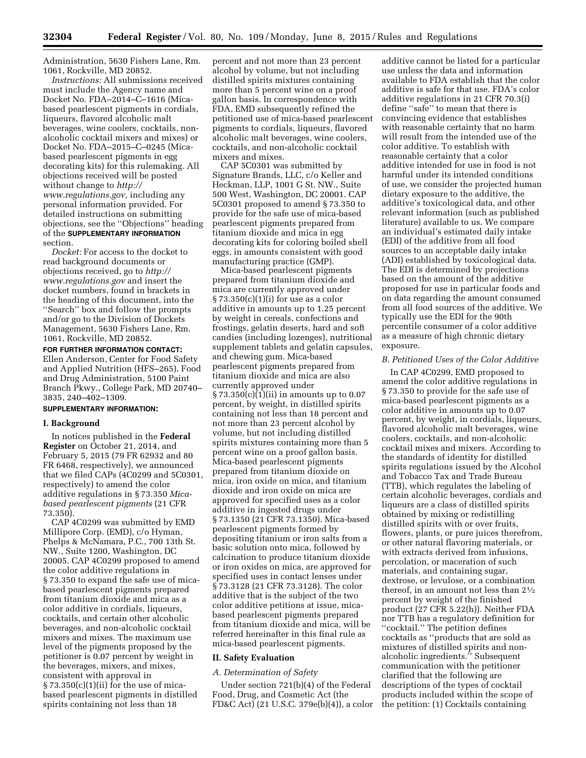Administration, 5630 Fishers Lane, Rm. 1061, Rockville, MD 20852.

*Instructions:* All submissions received must include the Agency name and Docket No. FDA–2014–C–1616 (Mica-based pearlescent pigments in cordials, liqueurs, flavored alcoholic malt beverages, wine coolers, cocktails, non-alcoholic cocktail mixers and mixes) or Docket No. FDA–2015–C–0245 (Mica-based pearlescent pigments in egg decorating kits) for this rulemaking. All objections received will be posted without change to *http://www.regulations.gov,* including any personal information provided. For detailed instructions on submitting objections, see the ''Objections'' heading of the **SUPPLEMENTARY INFORMATION** section.

*Docket:* For access to the docket to read background documents or objections received, go to *http://www.regulations.gov* and insert the docket numbers, found in brackets in the heading of this document, into the ''Search'' box and follow the prompts and/or go to the Division of Dockets Management, 5630 Fishers Lane, Rm. 1061, Rockville, MD 20852.

**FOR FURTHER INFORMATION CONTACT:** Ellen Anderson, Center for Food Safety and Applied Nutrition (HFS–265), Food and Drug Administration, 5100 Paint Branch Pkwy., College Park, MD 20740–3835, 240–402–1309.

**SUPPLEMENTARY INFORMATION:**

## I. Background

In notices published in the **Federal Register** on October 21, 2014, and February 5, 2015 (79 FR 62932 and 80 FR 6468, respectively), we announced that we filed CAPs (4C0299 and 5C0301, respectively) to amend the color additive regulations in § 73.350 *Mica-based pearlescent pigments* (21 CFR 73.350).

CAP 4C0299 was submitted by EMD Millipore Corp. (EMD), c/o Hyman, Phelps & McNamara, P.C., 700 13th St. NW., Suite 1200, Washington, DC 20005. CAP 4C0299 proposed to amend the color additive regulations in § 73.350 to expand the safe use of mica-based pearlescent pigments prepared from titanium dioxide and mica as a color additive in cordials, liqueurs, cocktails, and certain other alcoholic beverages, and non-alcoholic cocktail mixers and mixes. The maximum use level of the pigments proposed by the petitioner is 0.07 percent by weight in the beverages, mixers, and mixes, consistent with approval in § 73.350(c)(1)(ii) for the use of mica-based pearlescent pigments in distilled spirits containing not less than 18 percent and not more than 23 percent alcohol by volume, but not including distilled spirits mixtures containing more than 5 percent wine on a proof gallon basis. In correspondence with FDA, EMD subsequently refined the petitioned use of mica-based pearlescent pigments to cordials, liqueurs, flavored alcoholic malt beverages, wine coolers, cocktails, and non-alcoholic cocktail mixers and mixes.

CAP 5C0301 was submitted by Signature Brands, LLC, c/o Keller and Heckman, LLP, 1001 G St. NW., Suite 500 West, Washington, DC 20001. CAP 5C0301 proposed to amend § 73.350 to provide for the safe use of mica-based pearlescent pigments prepared from titanium dioxide and mica in egg decorating kits for coloring boiled shell eggs, in amounts consistent with good manufacturing practice (GMP).

Mica-based pearlescent pigments prepared from titanium dioxide and mica are currently approved under § 73.350(c)(1)(i) for use as a color additive in amounts up to 1.25 percent by weight in cereals, confections and frostings, gelatin deserts, hard and soft candies (including lozenges), nutritional supplement tablets and gelatin capsules, and chewing gum. Mica-based pearlescent pigments prepared from titanium dioxide and mica are also currently approved under § 73.350(c)(1)(ii) in amounts up to 0.07 percent, by weight, in distilled spirits containing not less than 18 percent and not more than 23 percent alcohol by volume, but not including distilled spirits mixtures containing more than 5 percent wine on a proof gallon basis. Mica-based pearlescent pigments prepared from titanium dioxide on mica, iron oxide on mica, and titanium dioxide and iron oxide on mica are approved for specified uses as a color additive in ingested drugs under § 73.1350 (21 CFR 73.1350). Mica-based pearlescent pigments formed by depositing titanium or iron salts from a basic solution onto mica, followed by calcination to produce titanium dioxide or iron oxides on mica, are approved for specified uses in contact lenses under § 73.3128 (21 CFR 73.3128). The color additive that is the subject of the two color additive petitions at issue, mica-based pearlescent pigments prepared from titanium dioxide and mica, will be referred hereinafter in this final rule as mica-based pearlescent pigments.

## II. Safety Evaluation

### *A. Determination of Safety*

Under section 721(b)(4) of the Federal Food, Drug, and Cosmetic Act (the FD&C Act) (21 U.S.C. 379e(b)(4)), a color additive cannot be listed for a particular use unless the data and information available to FDA establish that the color additive is safe for that use. FDA's color additive regulations in 21 CFR 70.3(i) define ''safe'' to mean that there is convincing evidence that establishes with reasonable certainty that no harm will result from the intended use of the color additive. To establish with reasonable certainty that a color additive intended for use in food is not harmful under its intended conditions of use, we consider the projected human dietary exposure to the additive, the additive's toxicological data, and other relevant information (such as published literature) available to us. We compare an individual's estimated daily intake (EDI) of the additive from all food sources to an acceptable daily intake (ADI) established by toxicological data. The EDI is determined by projections based on the amount of the additive proposed for use in particular foods and on data regarding the amount consumed from all food sources of the additive. We typically use the EDI for the 90th percentile consumer of a color additive as a measure of high chronic dietary exposure.

### *B. Petitioned Uses of the Color Additive*

In CAP 4C0299, EMD proposed to amend the color additive regulations in § 73.350 to provide for the safe use of mica-based pearlescent pigments as a color additive in amounts up to 0.07 percent, by weight, in cordials, liqueurs, flavored alcoholic malt beverages, wine coolers, cocktails, and non-alcoholic cocktail mixes and mixers. According to the standards of identity for distilled spirits regulations issued by the Alcohol and Tobacco Tax and Trade Bureau (TTB), which regulates the labeling of certain alcoholic beverages, cordials and liqueurs are a class of distilled spirits obtained by mixing or redistilling distilled spirits with or over fruits, flowers, plants, or pure juices therefrom, or other natural flavoring materials, or with extracts derived from infusions, percolation, or maceration of such materials, and containing sugar, dextrose, or levulose, or a combination thereof, in an amount not less than 2½ percent by weight of the finished product (27 CFR 5.22(h)). Neither FDA nor TTB has a regulatory definition for ''cocktail.'' The petition defines cocktails as ''products that are sold as mixtures of distilled spirits and non-alcoholic ingredients.'' Subsequent communication with the petitioner clarified that the following are descriptions of the types of cocktail products included within the scope of the petition: (1) Cocktails containing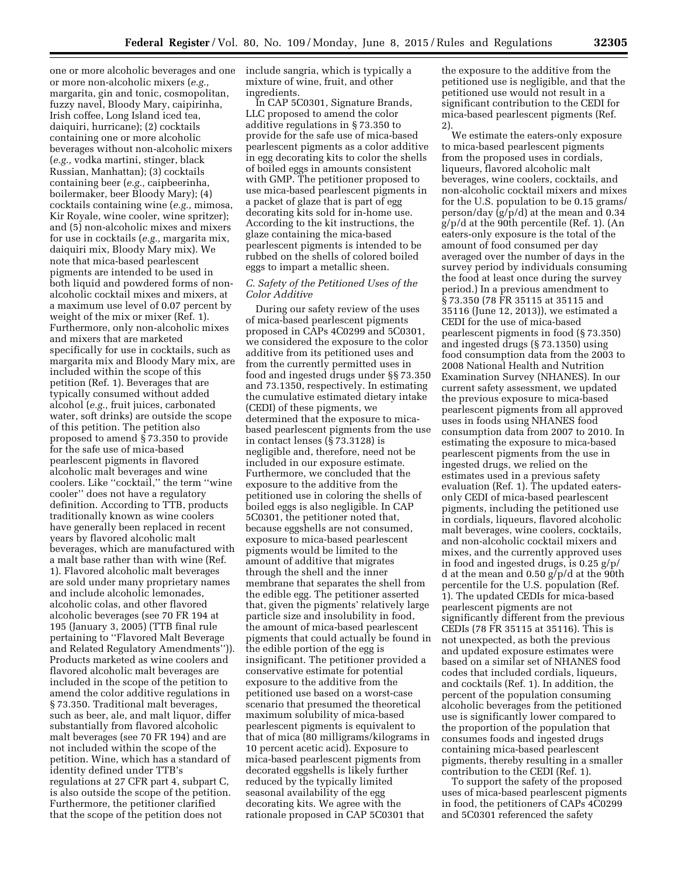one or more alcoholic beverages and one or more non-alcoholic mixers (*e.g.,* margarita, gin and tonic, cosmopolitan, fuzzy navel, Bloody Mary, caipirinha, Irish coffee, Long Island iced tea, daiquiri, hurricane); (2) cocktails containing one or more alcoholic beverages without non-alcoholic mixers (*e.g.,* vodka martini, stinger, black Russian, Manhattan); (3) cocktails containing beer (*e.g.,* caipbeerinha, boilermaker, beer Bloody Mary); (4) cocktails containing wine (*e.g.,* mimosa, Kir Royale, wine cooler, wine spritzer); and (5) non-alcoholic mixes and mixers for use in cocktails (*e.g.,* margarita mix, daiquiri mix, Bloody Mary mix). We note that mica-based pearlescent pigments are intended to be used in both liquid and powdered forms of non-alcoholic cocktail mixes and mixers, at a maximum use level of 0.07 percent by weight of the mix or mixer (Ref. 1). Furthermore, only non-alcoholic mixes and mixers that are marketed specifically for use in cocktails, such as margarita mix and Bloody Mary mix, are included within the scope of this petition (Ref. 1). Beverages that are typically consumed without added alcohol (*e.g.,* fruit juices, carbonated water, soft drinks) are outside the scope of this petition. The petition also proposed to amend § 73.350 to provide for the safe use of mica-based pearlescent pigments in flavored alcoholic malt beverages and wine coolers. Like ''cocktail,'' the term ''wine cooler'' does not have a regulatory definition. According to TTB, products traditionally known as wine coolers have generally been replaced in recent years by flavored alcoholic malt beverages, which are manufactured with a malt base rather than with wine (Ref. 1). Flavored alcoholic malt beverages are sold under many proprietary names and include alcoholic lemonades, alcoholic colas, and other flavored alcoholic beverages (see 70 FR 194 at 195 (January 3, 2005) (TTB final rule pertaining to ''Flavored Malt Beverage and Related Regulatory Amendments'')). Products marketed as wine coolers and flavored alcoholic malt beverages are included in the scope of the petition to amend the color additive regulations in § 73.350. Traditional malt beverages, such as beer, ale, and malt liquor, differ substantially from flavored alcoholic malt beverages (see 70 FR 194) and are not included within the scope of the petition. Wine, which has a standard of identity defined under TTB's regulations at 27 CFR part 4, subpart C, is also outside the scope of the petition. Furthermore, the petitioner clarified that the scope of the petition does not include sangria, which is typically a mixture of wine, fruit, and other ingredients.

In CAP 5C0301, Signature Brands, LLC proposed to amend the color additive regulations in § 73.350 to provide for the safe use of mica-based pearlescent pigments as a color additive in egg decorating kits to color the shells of boiled eggs in amounts consistent with GMP. The petitioner proposed to use mica-based pearlescent pigments in a packet of glaze that is part of egg decorating kits sold for in-home use. According to the kit instructions, the glaze containing the mica-based pearlescent pigments is intended to be rubbed on the shells of colored boiled eggs to impart a metallic sheen.

### *C. Safety of the Petitioned Uses of the Color Additive*

During our safety review of the uses of mica-based pearlescent pigments proposed in CAPs 4C0299 and 5C0301, we considered the exposure to the color additive from its petitioned uses and from the currently permitted uses in food and ingested drugs under §§ 73.350 and 73.1350, respectively. In estimating the cumulative estimated dietary intake (CEDI) of these pigments, we determined that the exposure to mica-based pearlescent pigments from the use in contact lenses (§ 73.3128) is negligible and, therefore, need not be included in our exposure estimate. Furthermore, we concluded that the exposure to the additive from the petitioned use in coloring the shells of boiled eggs is also negligible. In CAP 5C0301, the petitioner noted that, because eggshells are not consumed, exposure to mica-based pearlescent pigments would be limited to the amount of additive that migrates through the shell and the inner membrane that separates the shell from the edible egg. The petitioner asserted that, given the pigments' relatively large particle size and insolubility in food, the amount of mica-based pearlescent pigments that could actually be found in the edible portion of the egg is insignificant. The petitioner provided a conservative estimate for potential exposure to the additive from the petitioned use based on a worst-case scenario that presumed the theoretical maximum solubility of mica-based pearlescent pigments is equivalent to that of mica (80 milligrams/kilograms in 10 percent acetic acid). Exposure to mica-based pearlescent pigments from decorated eggshells is likely further reduced by the typically limited seasonal availability of the egg decorating kits. We agree with the rationale proposed in CAP 5C0301 that the exposure to the additive from the petitioned use is negligible, and that the petitioned use would not result in a significant contribution to the CEDI for mica-based pearlescent pigments (Ref. 2).

We estimate the eaters-only exposure to mica-based pearlescent pigments from the proposed uses in cordials, liqueurs, flavored alcoholic malt beverages, wine coolers, cocktails, and non-alcoholic cocktail mixers and mixes for the U.S. population to be 0.15 grams/person/day (g/p/d) at the mean and 0.34 g/p/d at the 90th percentile (Ref. 1). (An eaters-only exposure is the total of the amount of food consumed per day averaged over the number of days in the survey period by individuals consuming the food at least once during the survey period.) In a previous amendment to § 73.350 (78 FR 35115 at 35115 and 35116 (June 12, 2013)), we estimated a CEDI for the use of mica-based pearlescent pigments in food (§ 73.350) and ingested drugs (§ 73.1350) using food consumption data from the 2003 to 2008 National Health and Nutrition Examination Survey (NHANES). In our current safety assessment, we updated the previous exposure to mica-based pearlescent pigments from all approved uses in foods using NHANES food consumption data from 2007 to 2010. In estimating the exposure to mica-based pearlescent pigments from the use in ingested drugs, we relied on the estimates used in a previous safety evaluation (Ref. 1). The updated eaters-only CEDI of mica-based pearlescent pigments, including the petitioned use in cordials, liqueurs, flavored alcoholic malt beverages, wine coolers, cocktails, and non-alcoholic cocktail mixers and mixes, and the currently approved uses in food and ingested drugs, is 0.25 g/p/d at the mean and 0.50 g/p/d at the 90th percentile for the U.S. population (Ref. 1). The updated CEDIs for mica-based pearlescent pigments are not significantly different from the previous CEDIs (78 FR 35115 at 35116). This is not unexpected, as both the previous and updated exposure estimates were based on a similar set of NHANES food codes that included cordials, liqueurs, and cocktails (Ref. 1). In addition, the percent of the population consuming alcoholic beverages from the petitioned use is significantly lower compared to the proportion of the population that consumes foods and ingested drugs containing mica-based pearlescent pigments, thereby resulting in a smaller contribution to the CEDI (Ref. 1).

To support the safety of the proposed uses of mica-based pearlescent pigments in food, the petitioners of CAPs 4C0299 and 5C0301 referenced the safety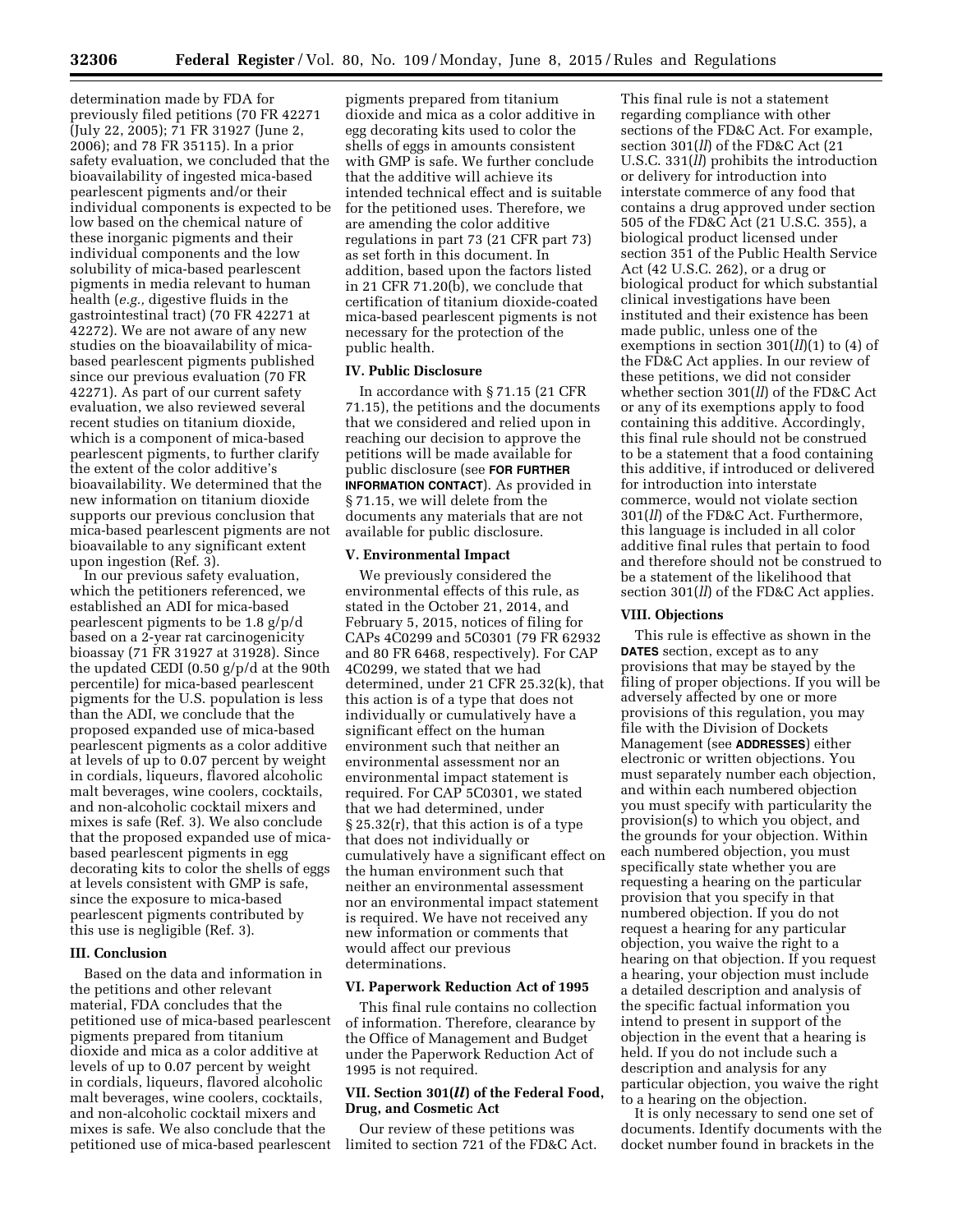determination made by FDA for previously filed petitions (70 FR 42271 (July 22, 2005); 71 FR 31927 (June 2, 2006); and 78 FR 35115). In a prior safety evaluation, we concluded that the bioavailability of ingested mica-based pearlescent pigments and/or their individual components is expected to be low based on the chemical nature of these inorganic pigments and their individual components and the low solubility of mica-based pearlescent pigments in media relevant to human health (*e.g.,* digestive fluids in the gastrointestinal tract) (70 FR 42271 at 42272). We are not aware of any new studies on the bioavailability of mica-based pearlescent pigments published since our previous evaluation (70 FR 42271). As part of our current safety evaluation, we also reviewed several recent studies on titanium dioxide, which is a component of mica-based pearlescent pigments, to further clarify the extent of the color additive's bioavailability. We determined that the new information on titanium dioxide supports our previous conclusion that mica-based pearlescent pigments are not bioavailable to any significant extent upon ingestion (Ref. 3).

In our previous safety evaluation, which the petitioners referenced, we established an ADI for mica-based pearlescent pigments to be 1.8 g/p/d based on a 2-year rat carcinogenicity bioassay (71 FR 31927 at 31928). Since the updated CEDI (0.50 g/p/d at the 90th percentile) for mica-based pearlescent pigments for the U.S. population is less than the ADI, we conclude that the proposed expanded use of mica-based pearlescent pigments as a color additive at levels of up to 0.07 percent by weight in cordials, liqueurs, flavored alcoholic malt beverages, wine coolers, cocktails, and non-alcoholic cocktail mixers and mixes is safe (Ref. 3). We also conclude that the proposed expanded use of mica-based pearlescent pigments in egg decorating kits to color the shells of eggs at levels consistent with GMP is safe, since the exposure to mica-based pearlescent pigments contributed by this use is negligible (Ref. 3).

### III. Conclusion

Based on the data and information in the petitions and other relevant material, FDA concludes that the petitioned use of mica-based pearlescent pigments prepared from titanium dioxide and mica as a color additive at levels of up to 0.07 percent by weight in cordials, liqueurs, flavored alcoholic malt beverages, wine coolers, cocktails, and non-alcoholic cocktail mixers and mixes is safe. We also conclude that the petitioned use of mica-based pearlescent pigments prepared from titanium dioxide and mica as a color additive in egg decorating kits used to color the shells of eggs in amounts consistent with GMP is safe. We further conclude that the additive will achieve its intended technical effect and is suitable for the petitioned uses. Therefore, we are amending the color additive regulations in part 73 (21 CFR part 73) as set forth in this document. In addition, based upon the factors listed in 21 CFR 71.20(b), we conclude that certification of titanium dioxide-coated mica-based pearlescent pigments is not necessary for the protection of the public health.

### IV. Public Disclosure

In accordance with § 71.15 (21 CFR 71.15), the petitions and the documents that we considered and relied upon in reaching our decision to approve the petitions will be made available for public disclosure (see **FOR FURTHER INFORMATION CONTACT**). As provided in § 71.15, we will delete from the documents any materials that are not available for public disclosure.

### V. Environmental Impact

We previously considered the environmental effects of this rule, as stated in the October 21, 2014, and February 5, 2015, notices of filing for CAPs 4C0299 and 5C0301 (79 FR 62932 and 80 FR 6468, respectively). For CAP 4C0299, we stated that we had determined, under 21 CFR 25.32(k), that this action is of a type that does not individually or cumulatively have a significant effect on the human environment such that neither an environmental assessment nor an environmental impact statement is required. For CAP 5C0301, we stated that we had determined, under § 25.32(r), that this action is of a type that does not individually or cumulatively have a significant effect on the human environment such that neither an environmental assessment nor an environmental impact statement is required. We have not received any new information or comments that would affect our previous determinations.

### VI. Paperwork Reduction Act of 1995

This final rule contains no collection of information. Therefore, clearance by the Office of Management and Budget under the Paperwork Reduction Act of 1995 is not required.

### VII. Section 301(*ll*) of the Federal Food, Drug, and Cosmetic Act

Our review of these petitions was limited to section 721 of the FD&C Act. This final rule is not a statement regarding compliance with other sections of the FD&C Act. For example, section 301(*ll*) of the FD&C Act (21 U.S.C. 331(*ll*) prohibits the introduction or delivery for introduction into interstate commerce of any food that contains a drug approved under section 505 of the FD&C Act (21 U.S.C. 355), a biological product licensed under section 351 of the Public Health Service Act (42 U.S.C. 262), or a drug or biological product for which substantial clinical investigations have been instituted and their existence has been made public, unless one of the exemptions in section 301(*ll*)(1) to (4) of the FD&C Act applies. In our review of these petitions, we did not consider whether section 301(*ll*) of the FD&C Act or any of its exemptions apply to food containing this additive. Accordingly, this final rule should not be construed to be a statement that a food containing this additive, if introduced or delivered for introduction into interstate commerce, would not violate section 301(*ll*) of the FD&C Act. Furthermore, this language is included in all color additive final rules that pertain to food and therefore should not be construed to be a statement of the likelihood that section 301(*ll*) of the FD&C Act applies.

### VIII. Objections

This rule is effective as shown in the **DATES** section, except as to any provisions that may be stayed by the filing of proper objections. If you will be adversely affected by one or more provisions of this regulation, you may file with the Division of Dockets Management (see **ADDRESSES**) either electronic or written objections. You must separately number each objection, and within each numbered objection you must specify with particularity the provision(s) to which you object, and the grounds for your objection. Within each numbered objection, you must specifically state whether you are requesting a hearing on the particular provision that you specify in that numbered objection. If you do not request a hearing for any particular objection, you waive the right to a hearing on that objection. If you request a hearing, your objection must include a detailed description and analysis of the specific factual information you intend to present in support of the objection in the event that a hearing is held. If you do not include such a description and analysis for any particular objection, you waive the right to a hearing on the objection.

It is only necessary to send one set of documents. Identify documents with the docket number found in brackets in the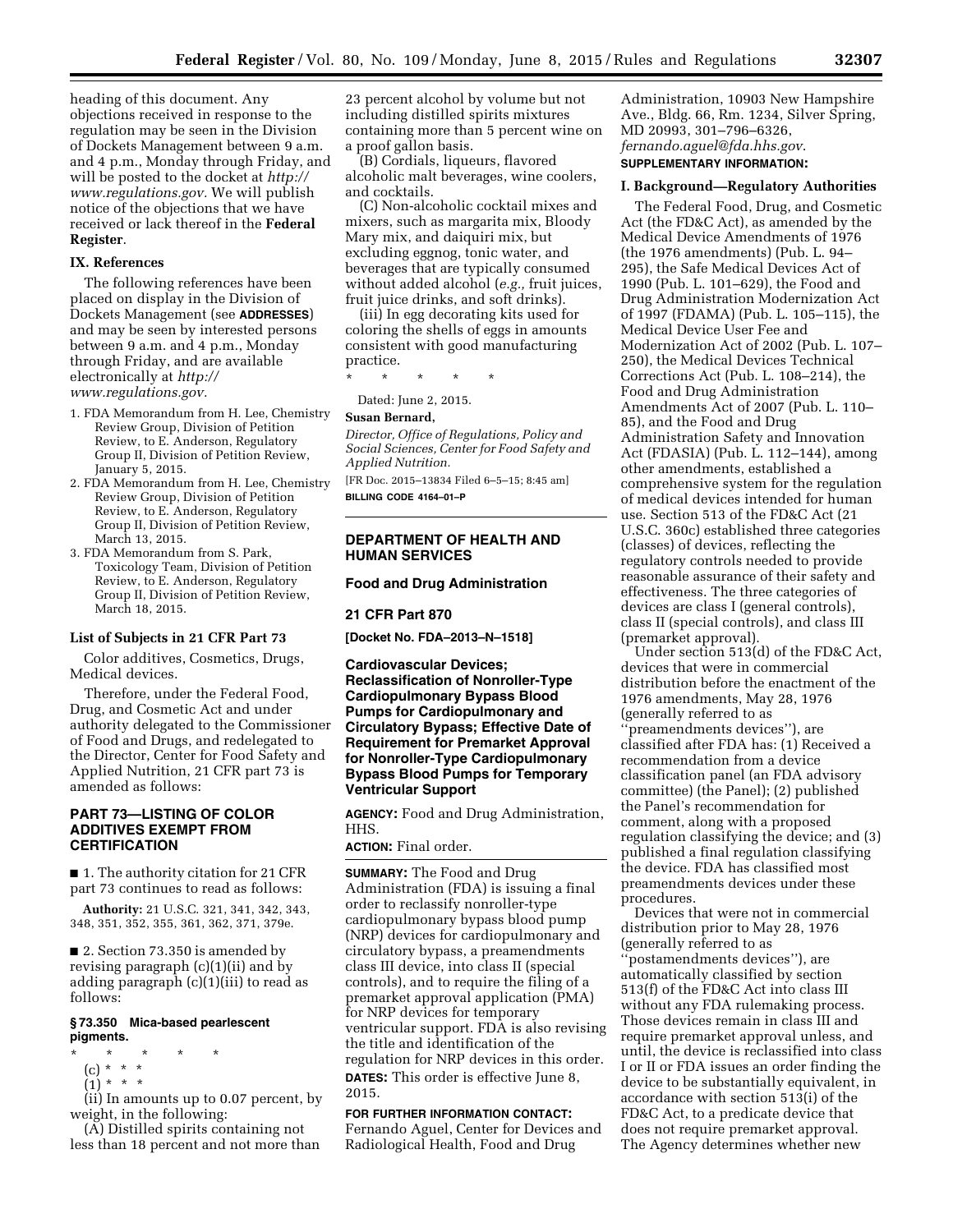heading of this document. Any objections received in response to the regulation may be seen in the Division of Dockets Management between 9 a.m. and 4 p.m., Monday through Friday, and will be posted to the docket at *http://www.regulations.gov.* We will publish notice of the objections that we have received or lack thereof in the **Federal Register**.

### IX. References

The following references have been placed on display in the Division of Dockets Management (see **ADDRESSES**) and may be seen by interested persons between 9 a.m. and 4 p.m., Monday through Friday, and are available electronically at *http://www.regulations.gov*.

1. FDA Memorandum from H. Lee, Chemistry Review Group, Division of Petition Review, to E. Anderson, Regulatory Group II, Division of Petition Review, January 5, 2015.
2. FDA Memorandum from H. Lee, Chemistry Review Group, Division of Petition Review, to E. Anderson, Regulatory Group II, Division of Petition Review, March 13, 2015.
3. FDA Memorandum from S. Park, Toxicology Team, Division of Petition Review, to E. Anderson, Regulatory Group II, Division of Petition Review, March 18, 2015.

### List of Subjects in 21 CFR Part 73

Color additives, Cosmetics, Drugs, Medical devices.

Therefore, under the Federal Food, Drug, and Cosmetic Act and under authority delegated to the Commissioner of Food and Drugs, and redelegated to the Director, Center for Food Safety and Applied Nutrition, 21 CFR part 73 is amended as follows:

## PART 73—LISTING OF COLOR ADDITIVES EXEMPT FROM CERTIFICATION

■ 1. The authority citation for 21 CFR part 73 continues to read as follows:

**Authority:** 21 U.S.C. 321, 341, 342, 343, 348, 351, 352, 355, 361, 362, 371, 379e.

■ 2. Section 73.350 is amended by revising paragraph (c)(1)(ii) and by adding paragraph (c)(1)(iii) to read as follows:

#### § 73.350 Mica-based pearlescent pigments.

\* \* \* \* \*

(c) \* \* \*

(1) \* \* \*

(ii) In amounts up to 0.07 percent, by weight, in the following:

(A) Distilled spirits containing not less than 18 percent and not more than 23 percent alcohol by volume but not including distilled spirits mixtures containing more than 5 percent wine on a proof gallon basis.

(B) Cordials, liqueurs, flavored alcoholic malt beverages, wine coolers, and cocktails.

(C) Non-alcoholic cocktail mixes and mixers, such as margarita mix, Bloody Mary mix, and daiquiri mix, but excluding eggnog, tonic water, and beverages that are typically consumed without added alcohol (*e.g.,* fruit juices, fruit juice drinks, and soft drinks).

(iii) In egg decorating kits used for coloring the shells of eggs in amounts consistent with good manufacturing practice.

\* \* \* \* \*

Dated: June 2, 2015.

**Susan Bernard,**

*Director, Office of Regulations, Policy and Social Sciences, Center for Food Safety and Applied Nutrition.*

[FR Doc. 2015–13834 Filed 6–5–15; 8:45 am]

**BILLING CODE 4164–01–P**

---

## DEPARTMENT OF HEALTH AND HUMAN SERVICES

## Food and Drug Administration

## 21 CFR Part 870

**[Docket No. FDA–2013–N–1518]**

## Cardiovascular Devices; Reclassification of Nonroller-Type Cardiopulmonary Bypass Blood Pumps for Cardiopulmonary and Circulatory Bypass; Effective Date of Requirement for Premarket Approval for Nonroller-Type Cardiopulmonary Bypass Blood Pumps for Temporary Ventricular Support

**AGENCY:** Food and Drug Administration, HHS.

**ACTION:** Final order.

**SUMMARY:** The Food and Drug Administration (FDA) is issuing a final order to reclassify nonroller-type cardiopulmonary bypass blood pump (NRP) devices for cardiopulmonary and circulatory bypass, a preamendments class III device, into class II (special controls), and to require the filing of a premarket approval application (PMA) for NRP devices for temporary ventricular support. FDA is also revising the title and identification of the regulation for NRP devices in this order.

**DATES:** This order is effective June 8, 2015.

**FOR FURTHER INFORMATION CONTACT:** Fernando Aguel, Center for Devices and Radiological Health, Food and Drug Administration, 10903 New Hampshire Ave., Bldg. 66, Rm. 1234, Silver Spring, MD 20993, 301–796–6326, *fernando.aguel@fda.hhs.gov*.

**SUPPLEMENTARY INFORMATION:**

### I. Background—Regulatory Authorities

The Federal Food, Drug, and Cosmetic Act (the FD&C Act), as amended by the Medical Device Amendments of 1976 (the 1976 amendments) (Pub. L. 94–295), the Safe Medical Devices Act of 1990 (Pub. L. 101–629), the Food and Drug Administration Modernization Act of 1997 (FDAMA) (Pub. L. 105–115), the Medical Device User Fee and Modernization Act of 2002 (Pub. L. 107–250), the Medical Devices Technical Corrections Act (Pub. L. 108–214), the Food and Drug Administration Amendments Act of 2007 (Pub. L. 110–85), and the Food and Drug Administration Safety and Innovation Act (FDASIA) (Pub. L. 112–144), among other amendments, established a comprehensive system for the regulation of medical devices intended for human use. Section 513 of the FD&C Act (21 U.S.C. 360c) established three categories (classes) of devices, reflecting the regulatory controls needed to provide reasonable assurance of their safety and effectiveness. The three categories of devices are class I (general controls), class II (special controls), and class III (premarket approval).

Under section 513(d) of the FD&C Act, devices that were in commercial distribution before the enactment of the 1976 amendments, May 28, 1976 (generally referred to as ''preamendments devices''), are classified after FDA has: (1) Received a recommendation from a device classification panel (an FDA advisory committee) (the Panel); (2) published the Panel's recommendation for comment, along with a proposed regulation classifying the device; and (3) published a final regulation classifying the device. FDA has classified most preamendments devices under these procedures.

Devices that were not in commercial distribution prior to May 28, 1976 (generally referred to as ''postamendments devices''), are automatically classified by section 513(f) of the FD&C Act into class III without any FDA rulemaking process. Those devices remain in class III and require premarket approval unless, and until, the device is reclassified into class I or II or FDA issues an order finding the device to be substantially equivalent, in accordance with section 513(i) of the FD&C Act, to a predicate device that does not require premarket approval. The Agency determines whether new